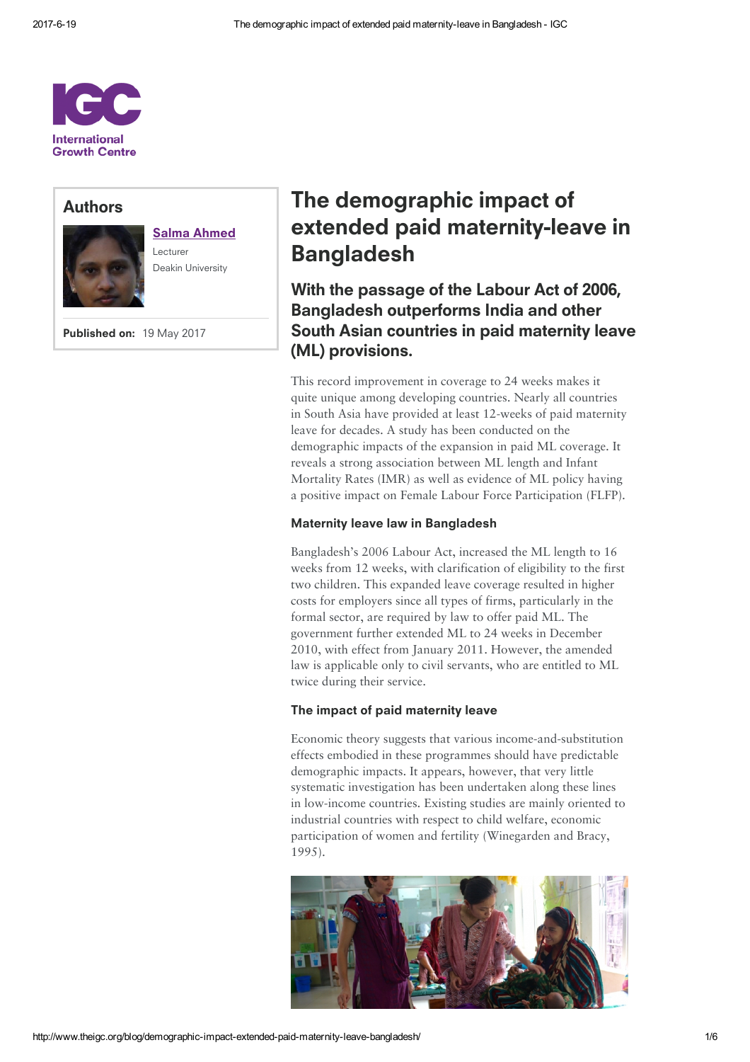International Growth Centre

## Authors

**Salma Ahmed**
Lecturer
Deakin University

**Published on:** 19 May 2017

# The demographic impact of extended paid maternity-leave in Bangladesh

## With the passage of the Labour Act of 2006, Bangladesh outperforms India and other South Asian countries in paid maternity leave (ML) provisions.

This record improvement in coverage to 24 weeks makes it quite unique among developing countries. Nearly all countries in South Asia have provided at least 12-weeks of paid maternity leave for decades. A study has been conducted on the demographic impacts of the expansion in paid ML coverage. It reveals a strong association between ML length and Infant Mortality Rates (IMR) as well as evidence of ML policy having a positive impact on Female Labour Force Participation (FLFP).

### Maternity leave law in Bangladesh

Bangladesh's 2006 Labour Act, increased the ML length to 16 weeks from 12 weeks, with clarification of eligibility to the first two children. This expanded leave coverage resulted in higher costs for employers since all types of firms, particularly in the formal sector, are required by law to offer paid ML. The government further extended ML to 24 weeks in December 2010, with effect from January 2011. However, the amended law is applicable only to civil servants, who are entitled to ML twice during their service.

### The impact of paid maternity leave

Economic theory suggests that various income-and-substitution effects embodied in these programmes should have predictable demographic impacts. It appears, however, that very little systematic investigation has been undertaken along these lines in low-income countries. Existing studies are mainly oriented to industrial countries with respect to child welfare, economic participation of women and fertility (Winegarden and Bracy, 1995).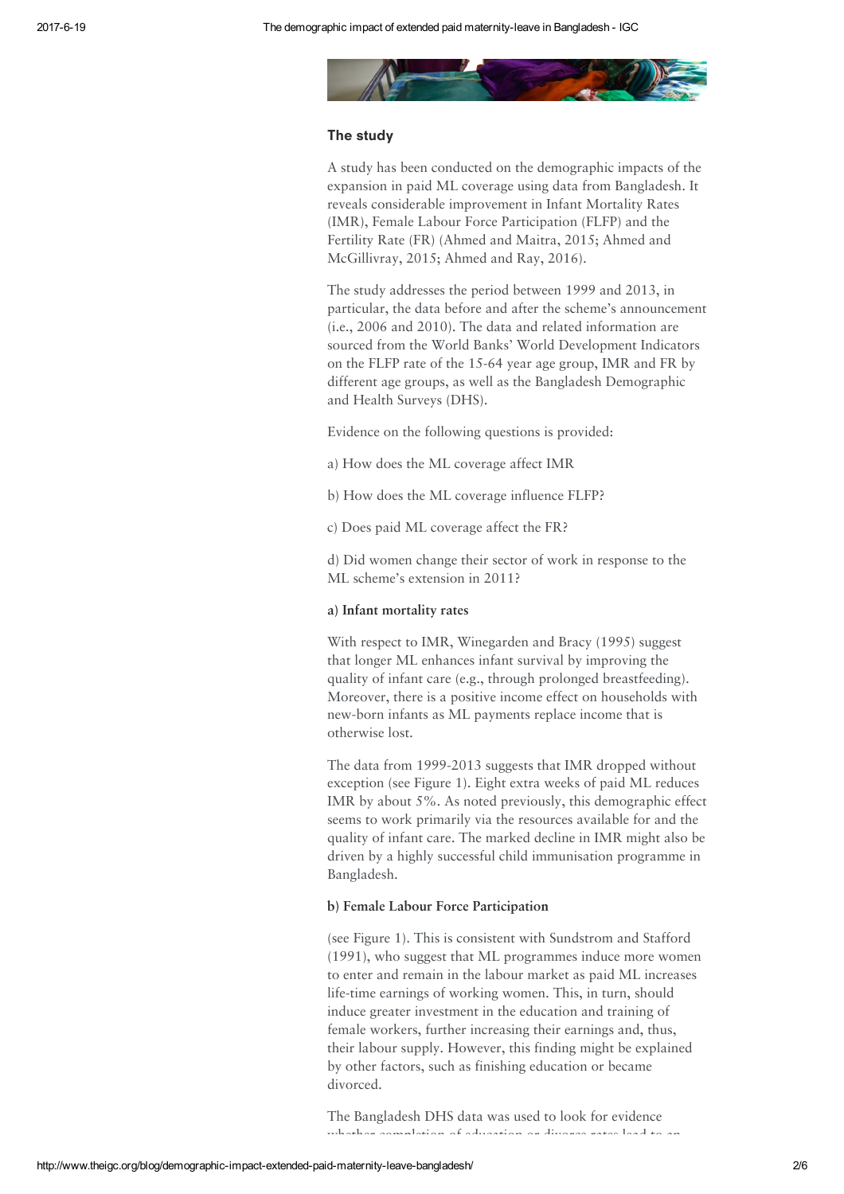### The study

A study has been conducted on the demographic impacts of the expansion in paid ML coverage using data from Bangladesh. It reveals considerable improvement in Infant Mortality Rates (IMR), Female Labour Force Participation (FLFP) and the Fertility Rate (FR) (Ahmed and Maitra, 2015; Ahmed and McGillivray, 2015; Ahmed and Ray, 2016).

The study addresses the period between 1999 and 2013, in particular, the data before and after the scheme's announcement (i.e., 2006 and 2010). The data and related information are sourced from the World Banks' World Development Indicators on the FLFP rate of the 15-64 year age group, IMR and FR by different age groups, as well as the Bangladesh Demographic and Health Surveys (DHS).

Evidence on the following questions is provided:

a) How does the ML coverage affect IMR

b) How does the ML coverage influence FLFP?

c) Does paid ML coverage affect the FR?

d) Did women change their sector of work in response to the ML scheme's extension in 2011?

**a) Infant mortality rates**

With respect to IMR, Winegarden and Bracy (1995) suggest that longer ML enhances infant survival by improving the quality of infant care (e.g., through prolonged breastfeeding). Moreover, there is a positive income effect on households with new-born infants as ML payments replace income that is otherwise lost.

The data from 1999-2013 suggests that IMR dropped without exception (see Figure 1). Eight extra weeks of paid ML reduces IMR by about 5%. As noted previously, this demographic effect seems to work primarily via the resources available for and the quality of infant care. The marked decline in IMR might also be driven by a highly successful child immunisation programme in Bangladesh.

**b) Female Labour Force Participation**

(see Figure 1). This is consistent with Sundstrom and Stafford (1991), who suggest that ML programmes induce more women to enter and remain in the labour market as paid ML increases life-time earnings of working women. This, in turn, should induce greater investment in the education and training of female workers, further increasing their earnings and, thus, their labour supply. However, this finding might be explained by other factors, such as finishing education or became divorced.

The Bangladesh DHS data was used to look for evidence whether completion of education or divorce rates lead to an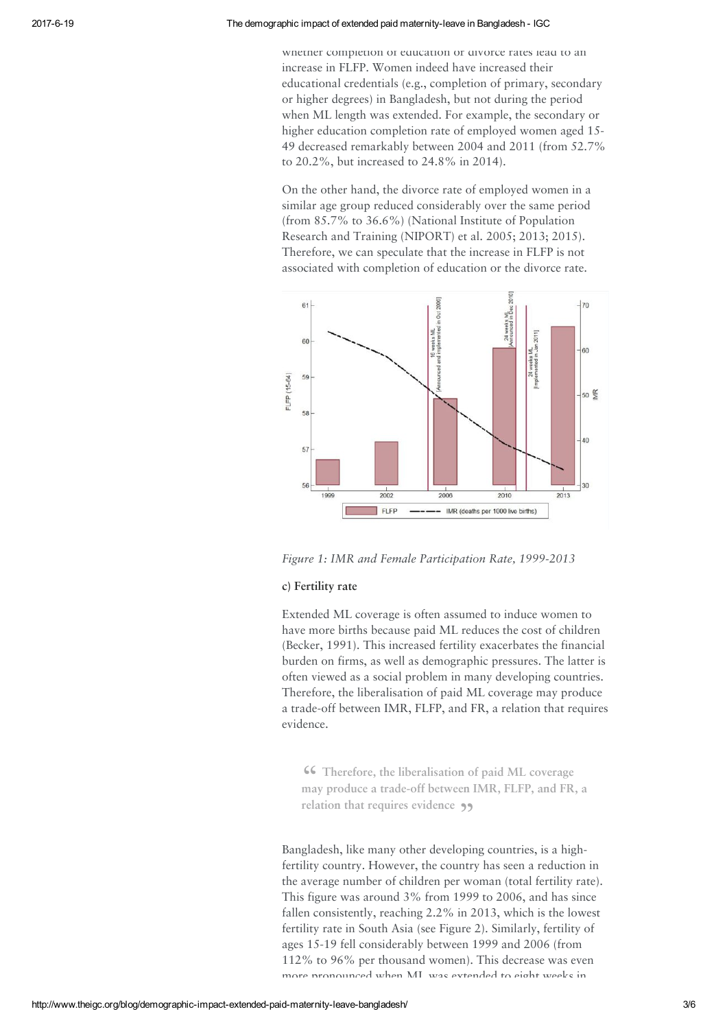whether completion of education or divorce rates lead to an increase in FLFP. Women indeed have increased their educational credentials (e.g., completion of primary, secondary or higher degrees) in Bangladesh, but not during the period when ML length was extended. For example, the secondary or higher education completion rate of employed women aged 15-49 decreased remarkably between 2004 and 2011 (from 52.7% to 20.2%, but increased to 24.8% in 2014).

On the other hand, the divorce rate of employed women in a similar age group reduced considerably over the same period (from 85.7% to 36.6%) (National Institute of Population Research and Training (NIPORT) et al. 2005; 2013; 2015). Therefore, we can speculate that the increase in FLFP is not associated with completion of education or the divorce rate.

*Figure 1: IMR and Female Participation Rate, 1999-2013*

**c) Fertility rate**

Extended ML coverage is often assumed to induce women to have more births because paid ML reduces the cost of children (Becker, 1991). This increased fertility exacerbates the financial burden on firms, as well as demographic pressures. The latter is often viewed as a social problem in many developing countries. Therefore, the liberalisation of paid ML coverage may produce a trade-off between IMR, FLFP, and FR, a relation that requires evidence.

> “Therefore, the liberalisation of paid ML coverage may produce a trade-off between IMR, FLFP, and FR, a relation that requires evidence”

Bangladesh, like many other developing countries, is a high-fertility country. However, the country has seen a reduction in the average number of children per woman (total fertility rate). This figure was around 3% from 1999 to 2006, and has since fallen consistently, reaching 2.2% in 2013, which is the lowest fertility rate in South Asia (see Figure 2). Similarly, fertility of ages 15-19 fell considerably between 1999 and 2006 (from 112% to 96% per thousand women). This decrease was even more pronounced when ML was extended to eight weeks in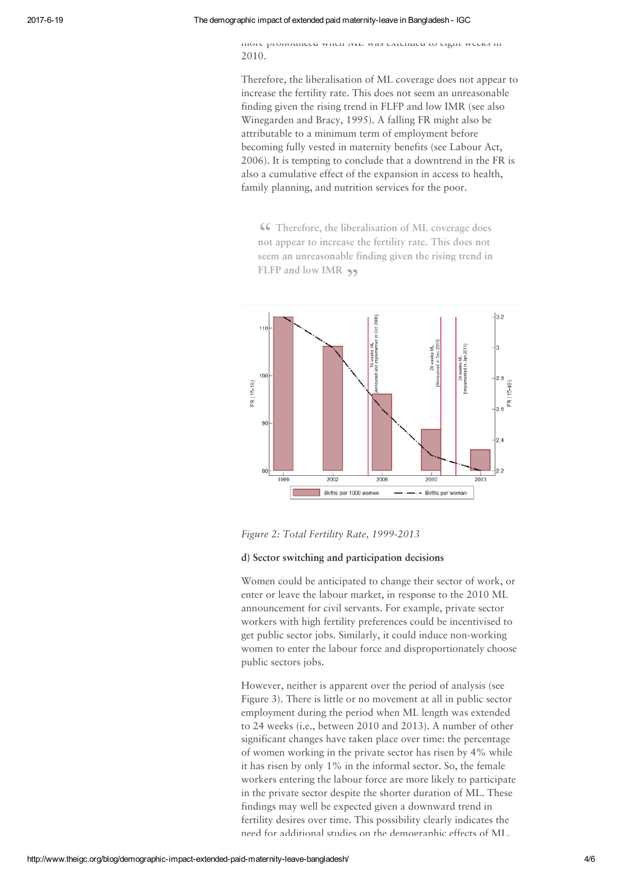more pronounced when ML was extended to eight weeks in 2010.

Therefore, the liberalisation of ML coverage does not appear to increase the fertility rate. This does not seem an unreasonable finding given the rising trend in FLFP and low IMR (see also Winegarden and Bracy, 1995). A falling FR might also be attributable to a minimum term of employment before becoming fully vested in maternity benefits (see Labour Act, 2006). It is tempting to conclude that a downtrend in the FR is also a cumulative effect of the expansion in access to health, family planning, and nutrition services for the poor.

> “ Therefore, the liberalisation of ML coverage does not appear to increase the fertility rate. This does not seem an unreasonable finding given the rising trend in FLFP and low IMR ”

*Figure 2: Total Fertility Rate, 1999-2013*

**d) Sector switching and participation decisions**

Women could be anticipated to change their sector of work, or enter or leave the labour market, in response to the 2010 ML announcement for civil servants. For example, private sector workers with high fertility preferences could be incentivised to get public sector jobs. Similarly, it could induce non-working women to enter the labour force and disproportionately choose public sectors jobs.

However, neither is apparent over the period of analysis (see Figure 3). There is little or no movement at all in public sector employment during the period when ML length was extended to 24 weeks (i.e., between 2010 and 2013). A number of other significant changes have taken place over time: the percentage of women working in the private sector has risen by 4% while it has risen by only 1% in the informal sector. So, the female workers entering the labour force are more likely to participate in the private sector despite the shorter duration of ML. These findings may well be expected given a downward trend in fertility desires over time. This possibility clearly indicates the need for additional studies on the demographic effects of ML.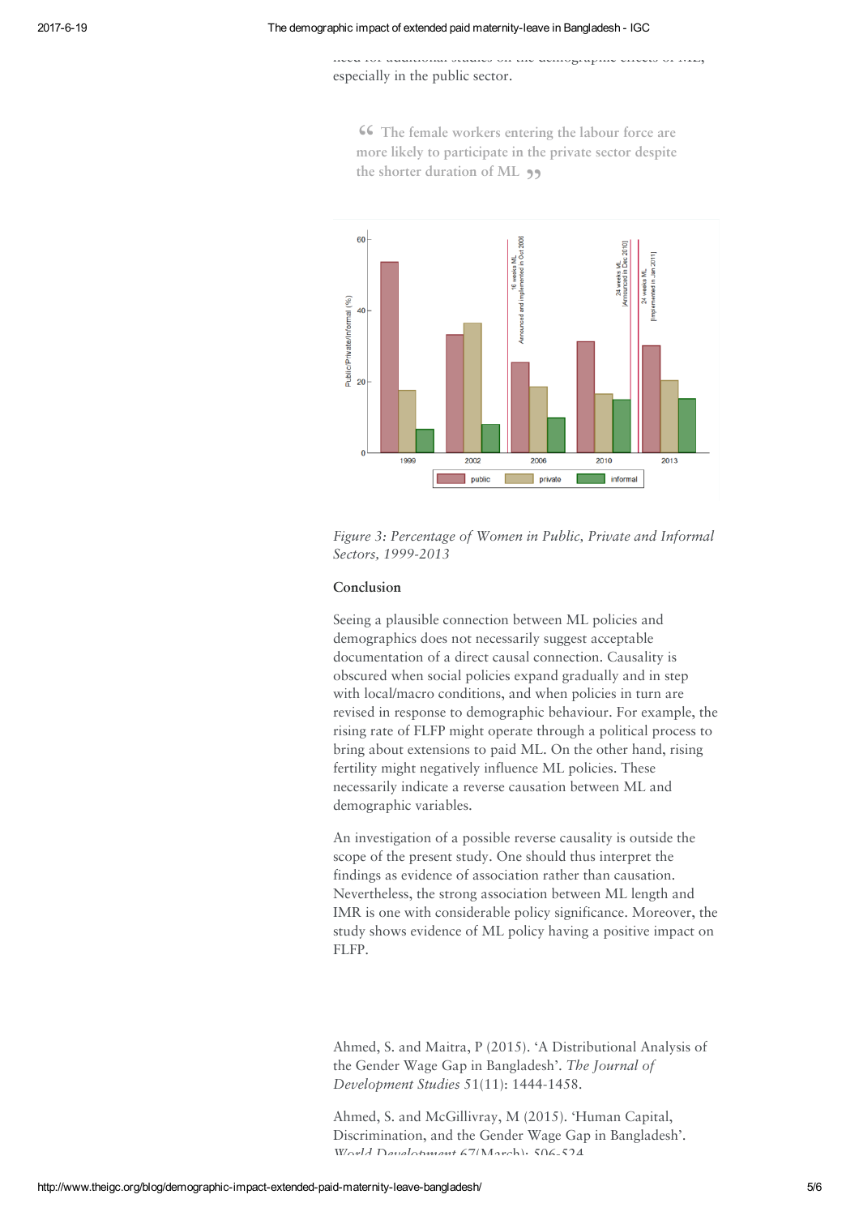need for additional studies on the demographic effects of ML, especially in the public sector.

> "The female workers entering the labour force are more likely to participate in the private sector despite the shorter duration of ML"

*Figure 3: Percentage of Women in Public, Private and Informal Sectors, 1999-2013*

### Conclusion

Seeing a plausible connection between ML policies and demographics does not necessarily suggest acceptable documentation of a direct causal connection. Causality is obscured when social policies expand gradually and in step with local/macro conditions, and when policies in turn are revised in response to demographic behaviour. For example, the rising rate of FLFP might operate through a political process to bring about extensions to paid ML. On the other hand, rising fertility might negatively influence ML policies. These necessarily indicate a reverse causation between ML and demographic variables.

An investigation of a possible reverse causality is outside the scope of the present study. One should thus interpret the findings as evidence of association rather than causation. Nevertheless, the strong association between ML length and IMR is one with considerable policy significance. Moreover, the study shows evidence of ML policy having a positive impact on FLFP.

Ahmed, S. and Maitra, P (2015). 'A Distributional Analysis of the Gender Wage Gap in Bangladesh'. *The Journal of Development Studies* 51(11): 1444-1458.

Ahmed, S. and McGillivray, M (2015). 'Human Capital, Discrimination, and the Gender Wage Gap in Bangladesh'. *World Development* 67(March): 506-524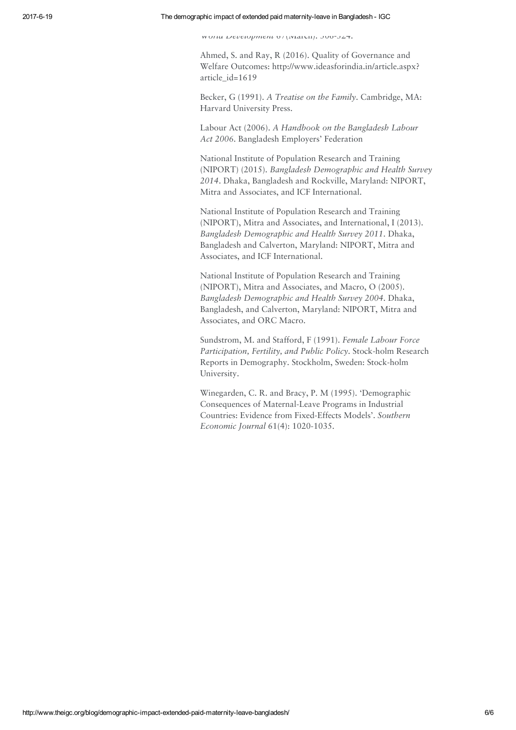*World Development* 67(March): 306-324.

Ahmed, S. and Ray, R (2016). Quality of Governance and Welfare Outcomes: http://www.ideasforindia.in/article.aspx?article_id=1619

Becker, G (1991). *A Treatise on the Family*. Cambridge, MA: Harvard University Press.

Labour Act (2006). *A Handbook on the Bangladesh Labour Act 2006*. Bangladesh Employers' Federation

National Institute of Population Research and Training (NIPORT) (2015). *Bangladesh Demographic and Health Survey 2014*. Dhaka, Bangladesh and Rockville, Maryland: NIPORT, Mitra and Associates, and ICF International.

National Institute of Population Research and Training (NIPORT), Mitra and Associates, and International, I (2013). *Bangladesh Demographic and Health Survey 2011*. Dhaka, Bangladesh and Calverton, Maryland: NIPORT, Mitra and Associates, and ICF International.

National Institute of Population Research and Training (NIPORT), Mitra and Associates, and Macro, O (2005). *Bangladesh Demographic and Health Survey 2004*. Dhaka, Bangladesh, and Calverton, Maryland: NIPORT, Mitra and Associates, and ORC Macro.

Sundstrom, M. and Stafford, F (1991). *Female Labour Force Participation, Fertility, and Public Policy*. Stock-holm Research Reports in Demography. Stockholm, Sweden: Stock-holm University.

Winegarden, C. R. and Bracy, P. M (1995). 'Demographic Consequences of Maternal-Leave Programs in Industrial Countries: Evidence from Fixed-Effects Models'. *Southern Economic Journal* 61(4): 1020-1035.